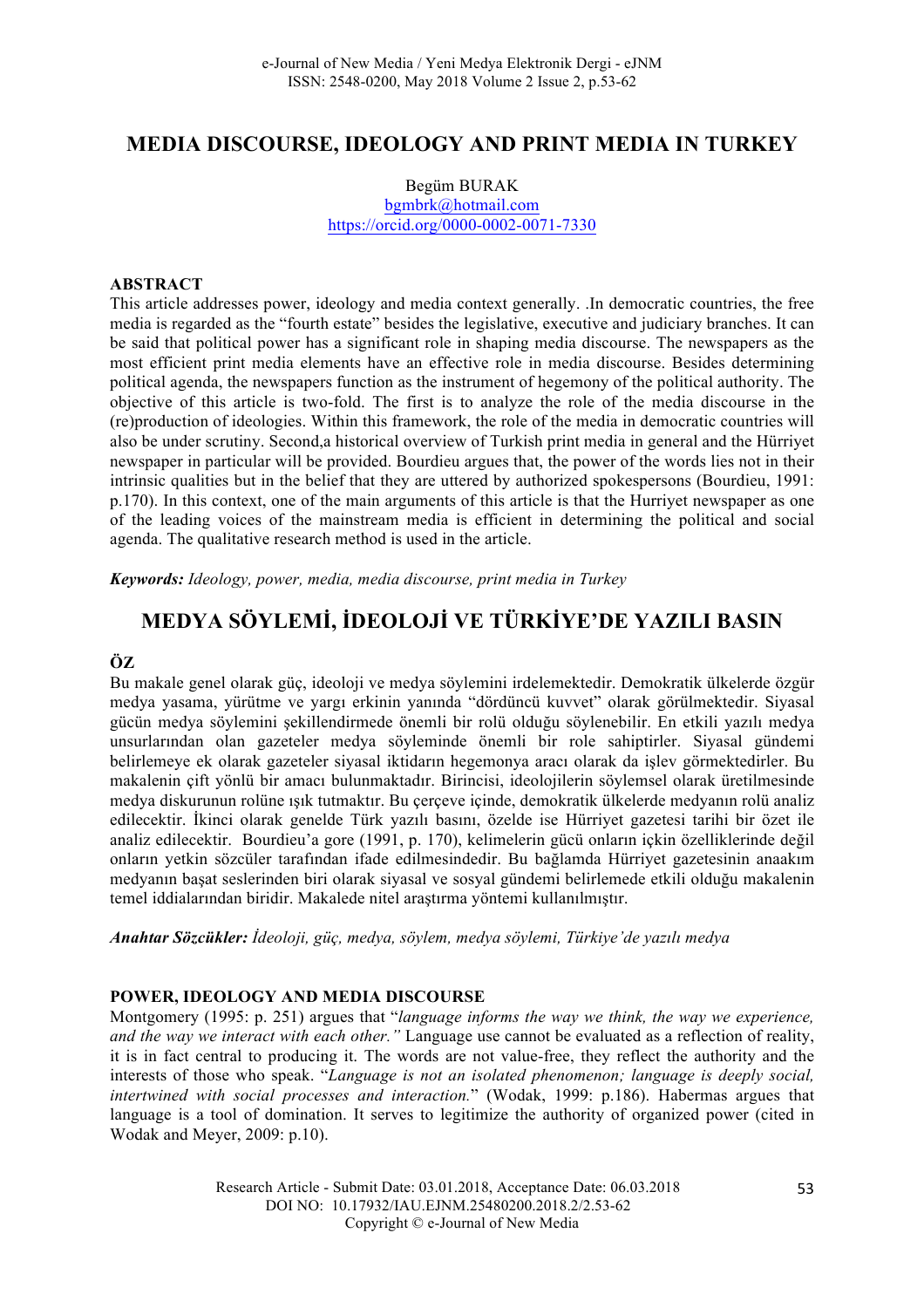# MEDIA DISCOURSE, IDEOLOGY AND PRINT MEDIA IN TURKEY

Begüm BURAK
bgmbrk@hotmail.com
https://orcid.org/0000-0002-0071-7330

## ABSTRACT

This article addresses power, ideology and media context generally. .In democratic countries, the free media is regarded as the "fourth estate" besides the legislative, executive and judiciary branches. It can be said that political power has a significant role in shaping media discourse. The newspapers as the most efficient print media elements have an effective role in media discourse. Besides determining political agenda, the newspapers function as the instrument of hegemony of the political authority. The objective of this article is two-fold. The first is to analyze the role of the media discourse in the (re)production of ideologies. Within this framework, the role of the media in democratic countries will also be under scrutiny. Second,a historical overview of Turkish print media in general and the Hürriyet newspaper in particular will be provided. Bourdieu argues that, the power of the words lies not in their intrinsic qualities but in the belief that they are uttered by authorized spokespersons (Bourdieu, 1991: p.170). In this context, one of the main arguments of this article is that the Hurriyet newspaper as one of the leading voices of the mainstream media is efficient in determining the political and social agenda. The qualitative research method is used in the article.

***Keywords:*** *Ideology, power, media, media discourse, print media in Turkey*

# MEDYA SÖYLEMİ, İDEOLOJİ VE TÜRKİYE'DE YAZILI BASIN

## ÖZ

Bu makale genel olarak güç, ideoloji ve medya söylemini irdelemektedir. Demokratik ülkelerde özgür medya yasama, yürütme ve yargı erkinin yanında "dördüncü kuvvet" olarak görülmektedir. Siyasal gücün medya söylemini şekillendirmede önemli bir rolü olduğu söylenebilir. En etkili yazılı medya unsurlarından olan gazeteler medya söyleminde önemli bir role sahiptirler. Siyasal gündemi belirlemeye ek olarak gazeteler siyasal iktidarın hegemonya aracı olarak da işlev görmektedirler. Bu makalenin çift yönlü bir amacı bulunmaktadır. Birincisi, ideolojilerin söylemsel olarak üretilmesinde medya diskurunun rolüne ışık tutmaktır. Bu çerçeve içinde, demokratik ülkelerde medyanın rolü analiz edilecektir. İkinci olarak genelde Türk yazılı basını, özelde ise Hürriyet gazetesi tarihi bir özet ile analiz edilecektir. Bourdieu'a gore (1991, p. 170), kelimelerin gücü onların içkin özelliklerinde değil onların yetkin sözcüler tarafından ifade edilmesindedir. Bu bağlamda Hürriyet gazetesinin anaakım medyanın başat seslerinden biri olarak siyasal ve sosyal gündemi belirlemede etkili olduğu makalenin temel iddialarından biridir. Makalede nitel araştırma yöntemi kullanılmıştır.

***Anahtar Sözcükler:*** *İdeoloji, güç, medya, söylem, medya söylemi, Türkiye'de yazılı medya*

## POWER, IDEOLOGY AND MEDIA DISCOURSE

Montgomery (1995: p. 251) argues that "*language informs the way we think, the way we experience, and the way we interact with each other.*" Language use cannot be evaluated as a reflection of reality, it is in fact central to producing it. The words are not value-free, they reflect the authority and the interests of those who speak. "*Language is not an isolated phenomenon; language is deeply social, intertwined with social processes and interaction.*" (Wodak, 1999: p.186). Habermas argues that language is a tool of domination. It serves to legitimize the authority of organized power (cited in Wodak and Meyer, 2009: p.10).

Research Article - Submit Date: 03.01.2018, Acceptance Date: 06.03.2018
DOI NO: 10.17932/IAU.EJNM.25480200.2018.2/2.53-62
Copyright © e-Journal of New Media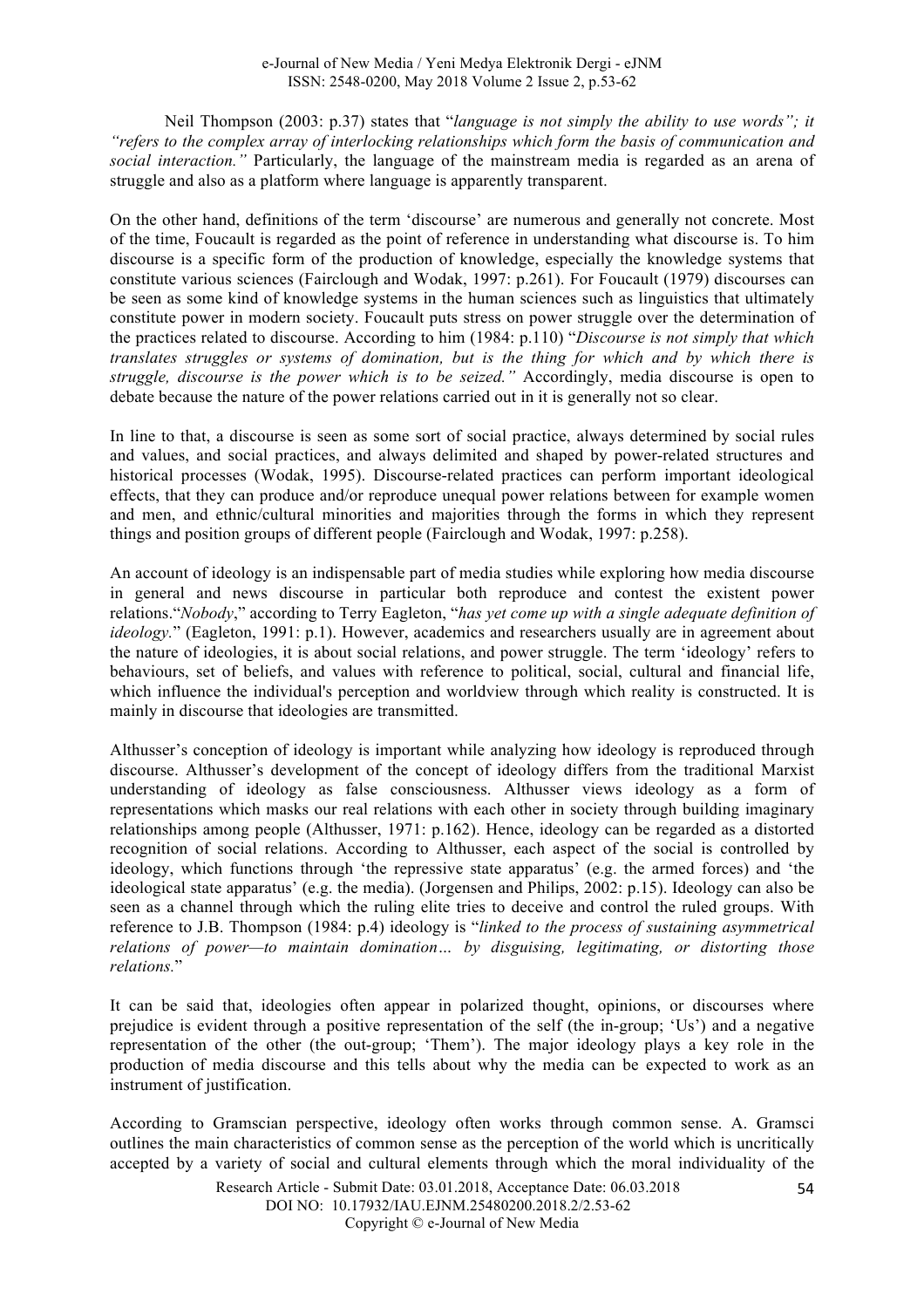Neil Thompson (2003: p.37) states that "*language is not simply the ability to use words"; it "refers to the complex array of interlocking relationships which form the basis of communication and social interaction."* Particularly, the language of the mainstream media is regarded as an arena of struggle and also as a platform where language is apparently transparent.

On the other hand, definitions of the term 'discourse' are numerous and generally not concrete. Most of the time, Foucault is regarded as the point of reference in understanding what discourse is. To him discourse is a specific form of the production of knowledge, especially the knowledge systems that constitute various sciences (Fairclough and Wodak, 1997: p.261). For Foucault (1979) discourses can be seen as some kind of knowledge systems in the human sciences such as linguistics that ultimately constitute power in modern society. Foucault puts stress on power struggle over the determination of the practices related to discourse. According to him (1984: p.110) "*Discourse is not simply that which translates struggles or systems of domination, but is the thing for which and by which there is struggle, discourse is the power which is to be seized."* Accordingly, media discourse is open to debate because the nature of the power relations carried out in it is generally not so clear.

In line to that, a discourse is seen as some sort of social practice, always determined by social rules and values, and social practices, and always delimited and shaped by power-related structures and historical processes (Wodak, 1995). Discourse-related practices can perform important ideological effects, that they can produce and/or reproduce unequal power relations between for example women and men, and ethnic/cultural minorities and majorities through the forms in which they represent things and position groups of different people (Fairclough and Wodak, 1997: p.258).

An account of ideology is an indispensable part of media studies while exploring how media discourse in general and news discourse in particular both reproduce and contest the existent power relations."*Nobody*," according to Terry Eagleton, "*has yet come up with a single adequate definition of ideology.*" (Eagleton, 1991: p.1). However, academics and researchers usually are in agreement about the nature of ideologies, it is about social relations, and power struggle. The term 'ideology' refers to behaviours, set of beliefs, and values with reference to political, social, cultural and financial life, which influence the individual's perception and worldview through which reality is constructed. It is mainly in discourse that ideologies are transmitted.

Althusser's conception of ideology is important while analyzing how ideology is reproduced through discourse. Althusser's development of the concept of ideology differs from the traditional Marxist understanding of ideology as false consciousness. Althusser views ideology as a form of representations which masks our real relations with each other in society through building imaginary relationships among people (Althusser, 1971: p.162). Hence, ideology can be regarded as a distorted recognition of social relations. According to Althusser, each aspect of the social is controlled by ideology, which functions through 'the repressive state apparatus' (e.g. the armed forces) and 'the ideological state apparatus' (e.g. the media). (Jorgensen and Philips, 2002: p.15). Ideology can also be seen as a channel through which the ruling elite tries to deceive and control the ruled groups. With reference to J.B. Thompson (1984: p.4) ideology is "*linked to the process of sustaining asymmetrical relations of power—to maintain domination… by disguising, legitimating, or distorting those relations.*"

It can be said that, ideologies often appear in polarized thought, opinions, or discourses where prejudice is evident through a positive representation of the self (the in-group; 'Us') and a negative representation of the other (the out-group; 'Them'). The major ideology plays a key role in the production of media discourse and this tells about why the media can be expected to work as an instrument of justification.

According to Gramscian perspective, ideology often works through common sense. A. Gramsci outlines the main characteristics of common sense as the perception of the world which is uncritically accepted by a variety of social and cultural elements through which the moral individuality of the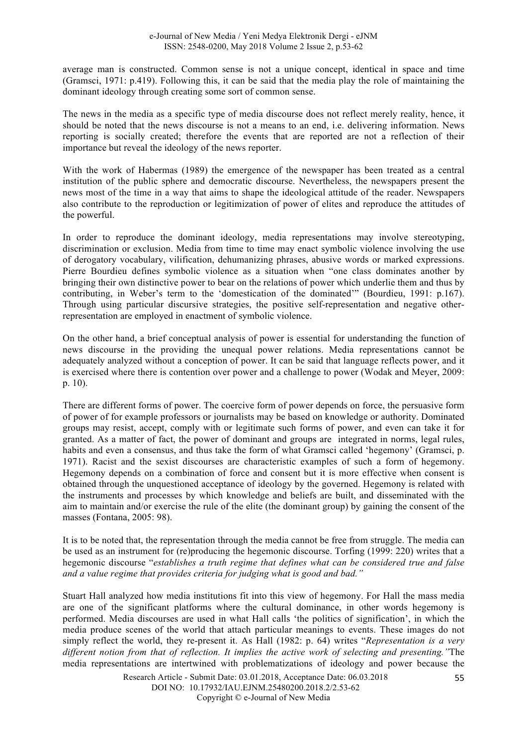average man is constructed. Common sense is not a unique concept, identical in space and time (Gramsci, 1971: p.419). Following this, it can be said that the media play the role of maintaining the dominant ideology through creating some sort of common sense.

The news in the media as a specific type of media discourse does not reflect merely reality, hence, it should be noted that the news discourse is not a means to an end, i.e. delivering information. News reporting is socially created; therefore the events that are reported are not a reflection of their importance but reveal the ideology of the news reporter.

With the work of Habermas (1989) the emergence of the newspaper has been treated as a central institution of the public sphere and democratic discourse. Nevertheless, the newspapers present the news most of the time in a way that aims to shape the ideological attitude of the reader. Newspapers also contribute to the reproduction or legitimization of power of elites and reproduce the attitudes of the powerful.

In order to reproduce the dominant ideology, media representations may involve stereotyping, discrimination or exclusion. Media from time to time may enact symbolic violence involving the use of derogatory vocabulary, vilification, dehumanizing phrases, abusive words or marked expressions. Pierre Bourdieu defines symbolic violence as a situation when "one class dominates another by bringing their own distinctive power to bear on the relations of power which underlie them and thus by contributing, in Weber's term to the 'domestication of the dominated'" (Bourdieu, 1991: p.167). Through using particular discursive strategies, the positive self-representation and negative other-representation are employed in enactment of symbolic violence.

On the other hand, a brief conceptual analysis of power is essential for understanding the function of news discourse in the providing the unequal power relations. Media representations cannot be adequately analyzed without a conception of power. It can be said that language reflects power, and it is exercised where there is contention over power and a challenge to power (Wodak and Meyer, 2009: p. 10).

There are different forms of power. The coercive form of power depends on force, the persuasive form of power of for example professors or journalists may be based on knowledge or authority. Dominated groups may resist, accept, comply with or legitimate such forms of power, and even can take it for granted. As a matter of fact, the power of dominant and groups are integrated in norms, legal rules, habits and even a consensus, and thus take the form of what Gramsci called 'hegemony' (Gramsci, p. 1971). Racist and the sexist discourses are characteristic examples of such a form of hegemony. Hegemony depends on a combination of force and consent but it is more effective when consent is obtained through the unquestioned acceptance of ideology by the governed. Hegemony is related with the instruments and processes by which knowledge and beliefs are built, and disseminated with the aim to maintain and/or exercise the rule of the elite (the dominant group) by gaining the consent of the masses (Fontana, 2005: 98).

It is to be noted that, the representation through the media cannot be free from struggle. The media can be used as an instrument for (re)producing the hegemonic discourse. Torfing (1999: 220) writes that a hegemonic discourse "*establishes a truth regime that defines what can be considered true and false and a value regime that provides criteria for judging what is good and bad.*"

Stuart Hall analyzed how media institutions fit into this view of hegemony. For Hall the mass media are one of the significant platforms where the cultural dominance, in other words hegemony is performed. Media discourses are used in what Hall calls 'the politics of signification', in which the media produce scenes of the world that attach particular meanings to events. These images do not simply reflect the world, they re-present it. As Hall (1982: p. 64) writes "*Representation is a very different notion from that of reflection. It implies the active work of selecting and presenting.*"The media representations are intertwined with problematizations of ideology and power because the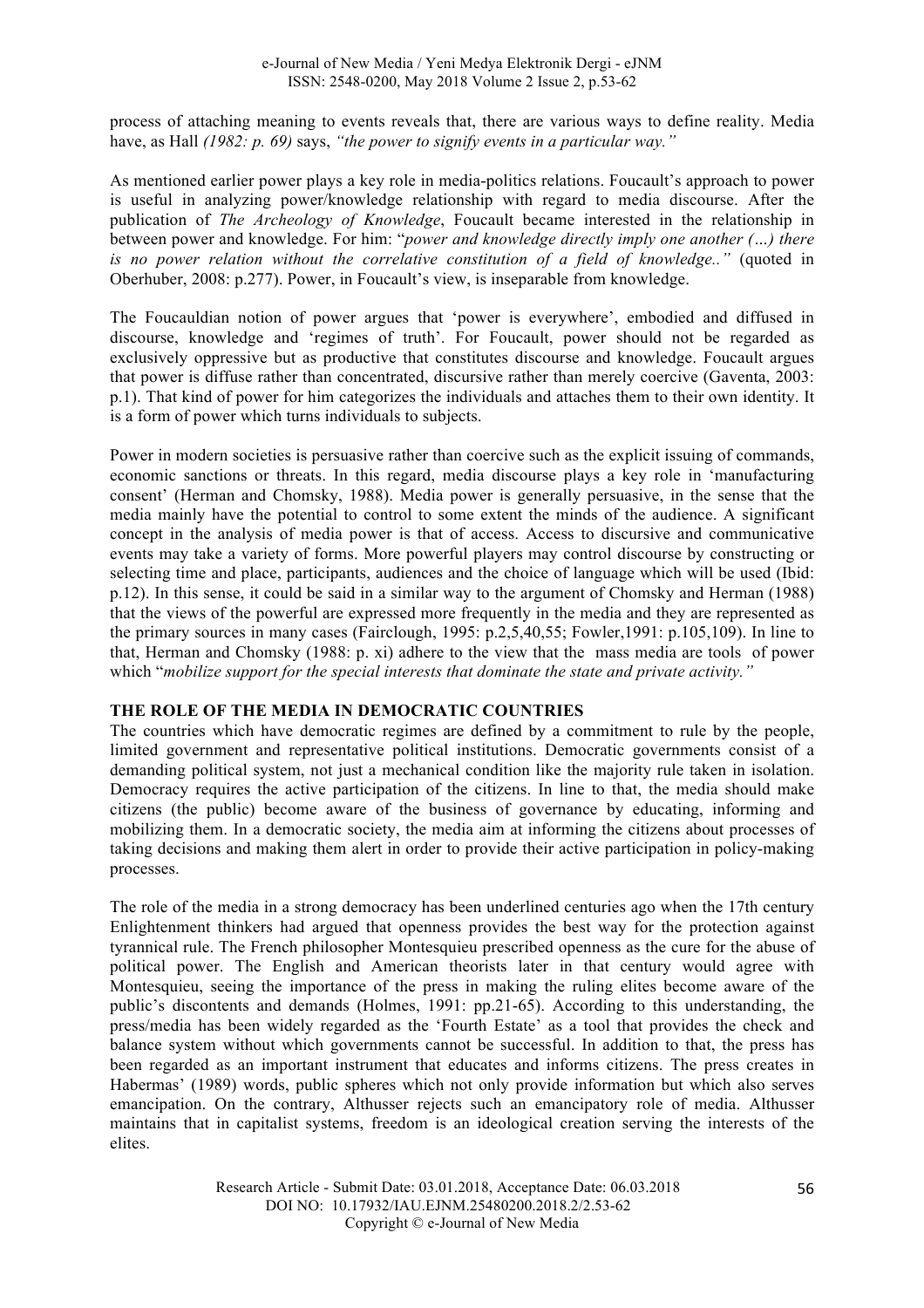process of attaching meaning to events reveals that, there are various ways to define reality. Media have, as Hall *(1982: p. 69)* says, *"the power to signify events in a particular way."*

As mentioned earlier power plays a key role in media-politics relations. Foucault's approach to power is useful in analyzing power/knowledge relationship with regard to media discourse. After the publication of *The Archeology of Knowledge*, Foucault became interested in the relationship in between power and knowledge. For him: "*power and knowledge directly imply one another (…) there is no power relation without the correlative constitution of a field of knowledge.."* (quoted in Oberhuber, 2008: p.277). Power, in Foucault's view, is inseparable from knowledge.

The Foucauldian notion of power argues that 'power is everywhere', embodied and diffused in discourse, knowledge and 'regimes of truth'. For Foucault, power should not be regarded as exclusively oppressive but as productive that constitutes discourse and knowledge. Foucault argues that power is diffuse rather than concentrated, discursive rather than merely coercive (Gaventa, 2003: p.1). That kind of power for him categorizes the individuals and attaches them to their own identity. It is a form of power which turns individuals to subjects.

Power in modern societies is persuasive rather than coercive such as the explicit issuing of commands, economic sanctions or threats. In this regard, media discourse plays a key role in 'manufacturing consent' (Herman and Chomsky, 1988). Media power is generally persuasive, in the sense that the media mainly have the potential to control to some extent the minds of the audience. A significant concept in the analysis of media power is that of access. Access to discursive and communicative events may take a variety of forms. More powerful players may control discourse by constructing or selecting time and place, participants, audiences and the choice of language which will be used (Ibid: p.12). In this sense, it could be said in a similar way to the argument of Chomsky and Herman (1988) that the views of the powerful are expressed more frequently in the media and they are represented as the primary sources in many cases (Fairclough, 1995: p.2,5,40,55; Fowler,1991: p.105,109). In line to that, Herman and Chomsky (1988: p. xi) adhere to the view that the mass media are tools of power which "*mobilize support for the special interests that dominate the state and private activity."*

## THE ROLE OF THE MEDIA IN DEMOCRATIC COUNTRIES

The countries which have democratic regimes are defined by a commitment to rule by the people, limited government and representative political institutions. Democratic governments consist of a demanding political system, not just a mechanical condition like the majority rule taken in isolation. Democracy requires the active participation of the citizens. In line to that, the media should make citizens (the public) become aware of the business of governance by educating, informing and mobilizing them. In a democratic society, the media aim at informing the citizens about processes of taking decisions and making them alert in order to provide their active participation in policy-making processes.

The role of the media in a strong democracy has been underlined centuries ago when the 17th century Enlightenment thinkers had argued that openness provides the best way for the protection against tyrannical rule. The French philosopher Montesquieu prescribed openness as the cure for the abuse of political power. The English and American theorists later in that century would agree with Montesquieu, seeing the importance of the press in making the ruling elites become aware of the public's discontents and demands (Holmes, 1991: pp.21-65). According to this understanding, the press/media has been widely regarded as the 'Fourth Estate' as a tool that provides the check and balance system without which governments cannot be successful. In addition to that, the press has been regarded as an important instrument that educates and informs citizens. The press creates in Habermas' (1989) words, public spheres which not only provide information but which also serves emancipation. On the contrary, Althusser rejects such an emancipatory role of media. Althusser maintains that in capitalist systems, freedom is an ideological creation serving the interests of the elites.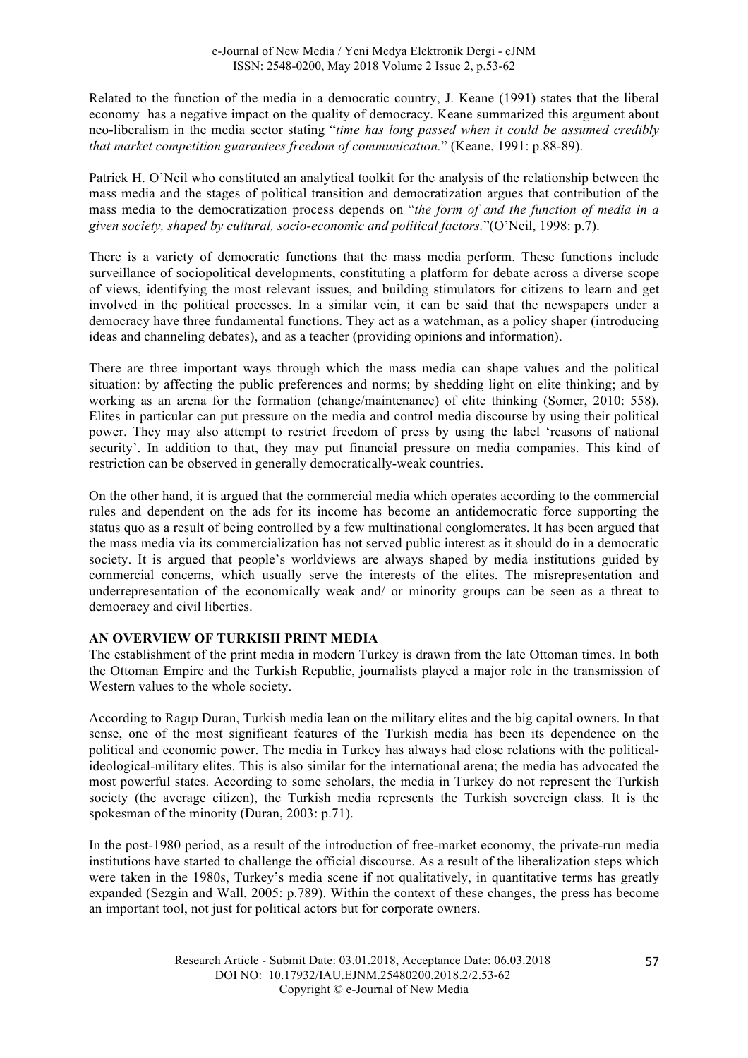Related to the function of the media in a democratic country, J. Keane (1991) states that the liberal economy has a negative impact on the quality of democracy. Keane summarized this argument about neo-liberalism in the media sector stating "*time has long passed when it could be assumed credibly that market competition guarantees freedom of communication.*" (Keane, 1991: p.88-89).

Patrick H. O'Neil who constituted an analytical toolkit for the analysis of the relationship between the mass media and the stages of political transition and democratization argues that contribution of the mass media to the democratization process depends on "*the form of and the function of media in a given society, shaped by cultural, socio-economic and political factors.*"(O'Neil, 1998: p.7).

There is a variety of democratic functions that the mass media perform. These functions include surveillance of sociopolitical developments, constituting a platform for debate across a diverse scope of views, identifying the most relevant issues, and building stimulators for citizens to learn and get involved in the political processes. In a similar vein, it can be said that the newspapers under a democracy have three fundamental functions. They act as a watchman, as a policy shaper (introducing ideas and channeling debates), and as a teacher (providing opinions and information).

There are three important ways through which the mass media can shape values and the political situation: by affecting the public preferences and norms; by shedding light on elite thinking; and by working as an arena for the formation (change/maintenance) of elite thinking (Somer, 2010: 558). Elites in particular can put pressure on the media and control media discourse by using their political power. They may also attempt to restrict freedom of press by using the label 'reasons of national security'. In addition to that, they may put financial pressure on media companies. This kind of restriction can be observed in generally democratically-weak countries.

On the other hand, it is argued that the commercial media which operates according to the commercial rules and dependent on the ads for its income has become an antidemocratic force supporting the status quo as a result of being controlled by a few multinational conglomerates. It has been argued that the mass media via its commercialization has not served public interest as it should do in a democratic society. It is argued that people's worldviews are always shaped by media institutions guided by commercial concerns, which usually serve the interests of the elites. The misrepresentation and underrepresentation of the economically weak and/ or minority groups can be seen as a threat to democracy and civil liberties.

## AN OVERVIEW OF TURKISH PRINT MEDIA

The establishment of the print media in modern Turkey is drawn from the late Ottoman times. In both the Ottoman Empire and the Turkish Republic, journalists played a major role in the transmission of Western values to the whole society.

According to Ragıp Duran, Turkish media lean on the military elites and the big capital owners. In that sense, one of the most significant features of the Turkish media has been its dependence on the political and economic power. The media in Turkey has always had close relations with the political-ideological-military elites. This is also similar for the international arena; the media has advocated the most powerful states. According to some scholars, the media in Turkey do not represent the Turkish society (the average citizen), the Turkish media represents the Turkish sovereign class. It is the spokesman of the minority (Duran, 2003: p.71).

In the post-1980 period, as a result of the introduction of free-market economy, the private-run media institutions have started to challenge the official discourse. As a result of the liberalization steps which were taken in the 1980s, Turkey's media scene if not qualitatively, in quantitative terms has greatly expanded (Sezgin and Wall, 2005: p.789). Within the context of these changes, the press has become an important tool, not just for political actors but for corporate owners.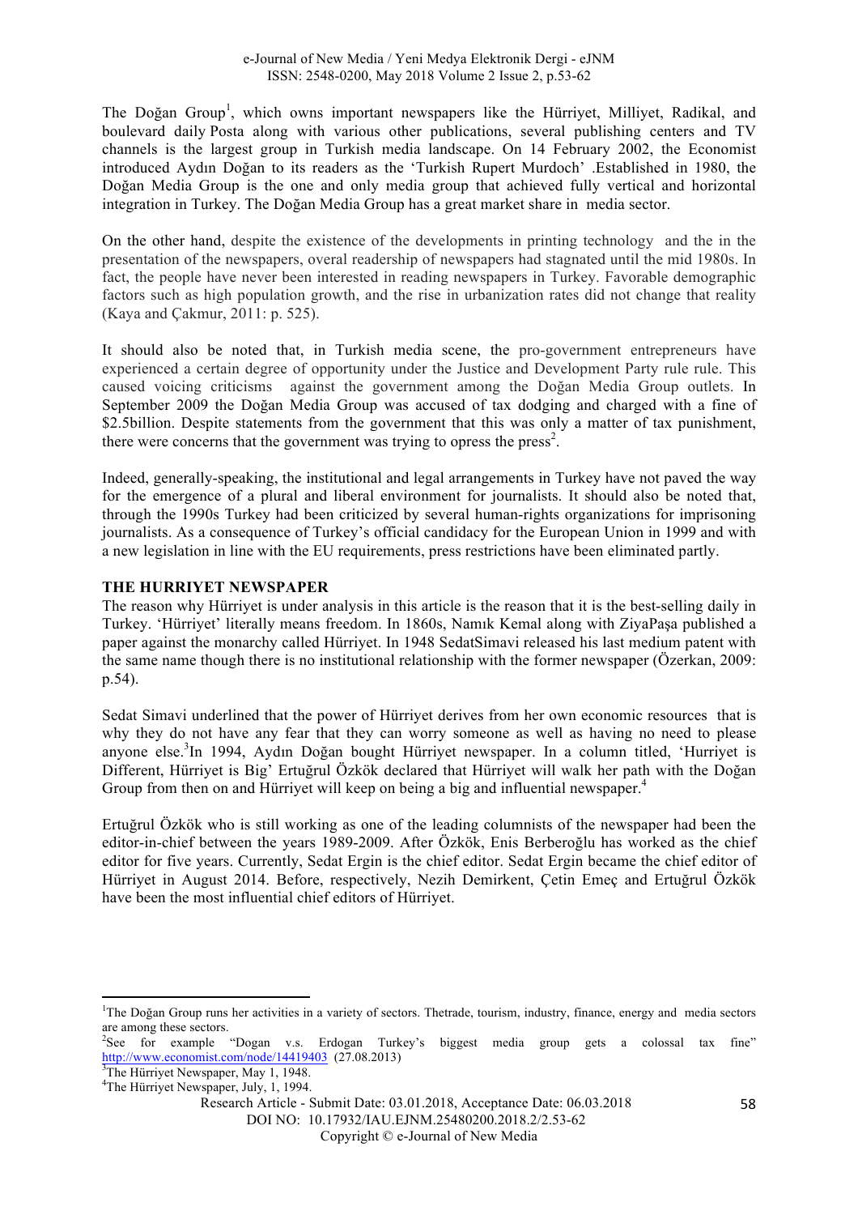The Doğan Group[1], which owns important newspapers like the Hürriyet, Milliyet, Radikal, and boulevard daily Posta along with various other publications, several publishing centers and TV channels is the largest group in Turkish media landscape. On 14 February 2002, the Economist introduced Aydın Doğan to its readers as the 'Turkish Rupert Murdoch' .Established in 1980, the Doğan Media Group is the one and only media group that achieved fully vertical and horizontal integration in Turkey. The Doğan Media Group has a great market share in media sector.

On the other hand, despite the existence of the developments in printing technology and the in the presentation of the newspapers, overal readership of newspapers had stagnated until the mid 1980s. In fact, the people have never been interested in reading newspapers in Turkey. Favorable demographic factors such as high population growth, and the rise in urbanization rates did not change that reality (Kaya and Çakmur, 2011: p. 525).

It should also be noted that, in Turkish media scene, the pro-government entrepreneurs have experienced a certain degree of opportunity under the Justice and Development Party rule rule. This caused voicing criticisms against the government among the Doğan Media Group outlets. In September 2009 the Doğan Media Group was accused of tax dodging and charged with a fine of $2.5billion. Despite statements from the government that this was only a matter of tax punishment, there were concerns that the government was trying to opress the press[2].

Indeed, generally-speaking, the institutional and legal arrangements in Turkey have not paved the way for the emergence of a plural and liberal environment for journalists. It should also be noted that, through the 1990s Turkey had been criticized by several human-rights organizations for imprisoning journalists. As a consequence of Turkey's official candidacy for the European Union in 1999 and with a new legislation in line with the EU requirements, press restrictions have been eliminated partly.

## THE HURRIYET NEWSPAPER

The reason why Hürriyet is under analysis in this article is the reason that it is the best-selling daily in Turkey. 'Hürriyet' literally means freedom. In 1860s, Namık Kemal along with ZiyaPaşa published a paper against the monarchy called Hürriyet. In 1948 SedatSimavi released his last medium patent with the same name though there is no institutional relationship with the former newspaper (Özerkan, 2009: p.54).

Sedat Simavi underlined that the power of Hürriyet derives from her own economic resources that is why they do not have any fear that they can worry someone as well as having no need to please anyone else.[3]In 1994, Aydın Doğan bought Hürriyet newspaper. In a column titled, 'Hurriyet is Different, Hürriyet is Big' Ertuğrul Özkök declared that Hürriyet will walk her path with the Doğan Group from then on and Hürriyet will keep on being a big and influential newspaper.[4]

Ertuğrul Özkök who is still working as one of the leading columnists of the newspaper had been the editor-in-chief between the years 1989-2009. After Özkök, Enis Berberoğlu has worked as the chief editor for five years. Currently, Sedat Ergin is the chief editor. Sedat Ergin became the chief editor of Hürriyet in August 2014. Before, respectively, Nezih Demirkent, Çetin Emeç and Ertuğrul Özkök have been the most influential chief editors of Hürriyet.

---

[1]The Doğan Group runs her activities in a variety of sectors. Thetrade, tourism, industry, finance, energy and media sectors are among these sectors.

[2]See for example "Dogan v.s. Erdogan Turkey's biggest media group gets a colossal tax fine" http://www.economist.com/node/14419403 (27.08.2013)

[3]The Hürriyet Newspaper, May 1, 1948.

[4]The Hürriyet Newspaper, July, 1, 1994.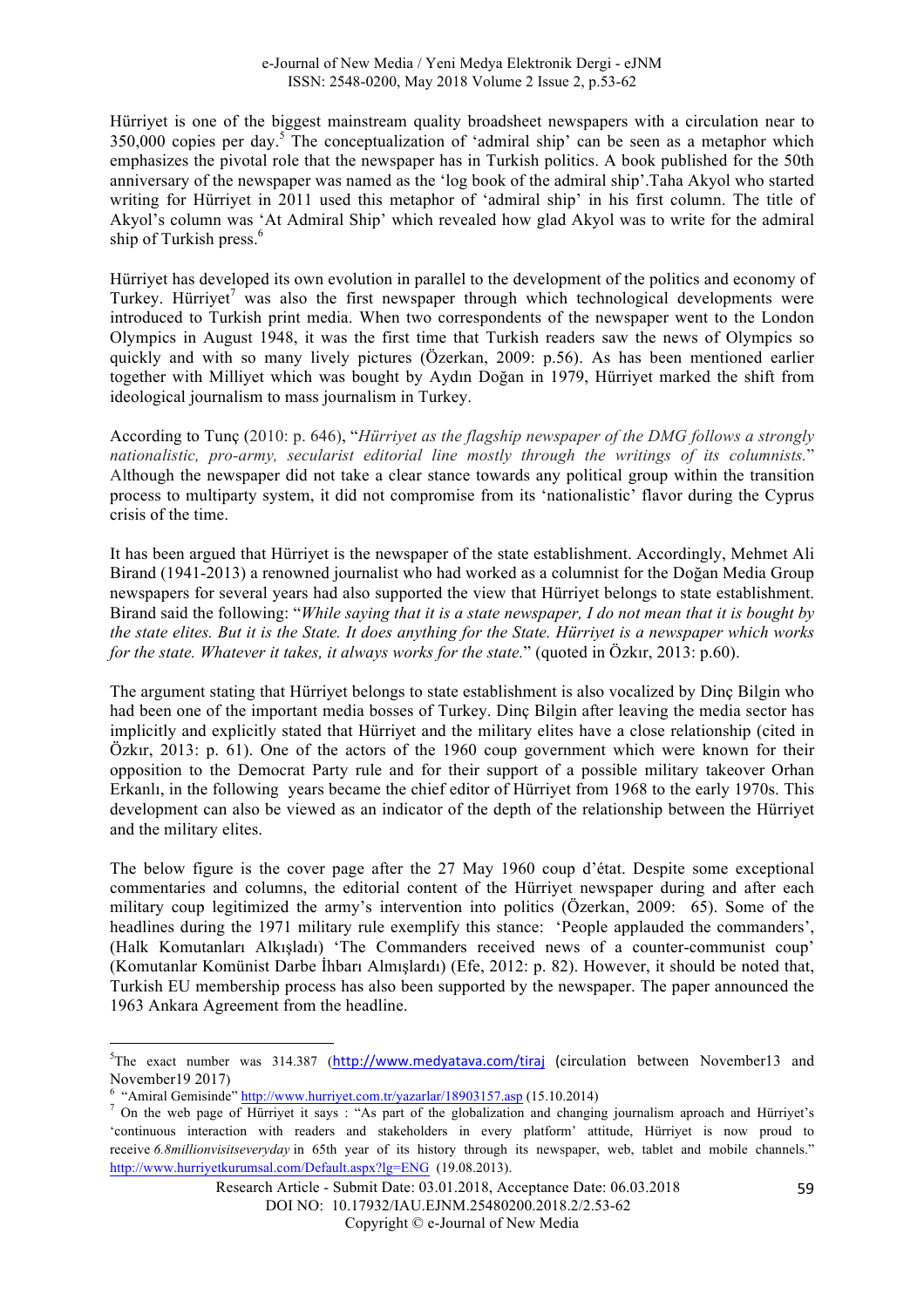Hürriyet is one of the biggest mainstream quality broadsheet newspapers with a circulation near to 350,000 copies per day.[5] The conceptualization of 'admiral ship' can be seen as a metaphor which emphasizes the pivotal role that the newspaper has in Turkish politics. A book published for the 50th anniversary of the newspaper was named as the 'log book of the admiral ship'.Taha Akyol who started writing for Hürriyet in 2011 used this metaphor of 'admiral ship' in his first column. The title of Akyol's column was 'At Admiral Ship' which revealed how glad Akyol was to write for the admiral ship of Turkish press.[6]

Hürriyet has developed its own evolution in parallel to the development of the politics and economy of Turkey. Hürriyet[7] was also the first newspaper through which technological developments were introduced to Turkish print media. When two correspondents of the newspaper went to the London Olympics in August 1948, it was the first time that Turkish readers saw the news of Olympics so quickly and with so many lively pictures (Özerkan, 2009: p.56). As has been mentioned earlier together with Milliyet which was bought by Aydın Doğan in 1979, Hürriyet marked the shift from ideological journalism to mass journalism in Turkey.

According to Tunç (2010: p. 646), "*Hürriyet as the flagship newspaper of the DMG follows a strongly nationalistic, pro-army, secularist editorial line mostly through the writings of its columnists.*" Although the newspaper did not take a clear stance towards any political group within the transition process to multiparty system, it did not compromise from its 'nationalistic' flavor during the Cyprus crisis of the time.

It has been argued that Hürriyet is the newspaper of the state establishment. Accordingly, Mehmet Ali Birand (1941-2013) a renowned journalist who had worked as a columnist for the Doğan Media Group newspapers for several years had also supported the view that Hürriyet belongs to state establishment. Birand said the following: "*While saying that it is a state newspaper, I do not mean that it is bought by the state elites. But it is the State. It does anything for the State. Hürriyet is a newspaper which works for the state. Whatever it takes, it always works for the state.*" (quoted in Özkır, 2013: p.60).

The argument stating that Hürriyet belongs to state establishment is also vocalized by Dinç Bilgin who had been one of the important media bosses of Turkey. Dinç Bilgin after leaving the media sector has implicitly and explicitly stated that Hürriyet and the military elites have a close relationship (cited in Özkır, 2013: p. 61). One of the actors of the 1960 coup government which were known for their opposition to the Democrat Party rule and for their support of a possible military takeover Orhan Erkanlı, in the following years became the chief editor of Hürriyet from 1968 to the early 1970s. This development can also be viewed as an indicator of the depth of the relationship between the Hürriyet and the military elites.

The below figure is the cover page after the 27 May 1960 coup d'état. Despite some exceptional commentaries and columns, the editorial content of the Hürriyet newspaper during and after each military coup legitimized the army's intervention into politics (Özerkan, 2009: 65). Some of the headlines during the 1971 military rule exemplify this stance: 'People applauded the commanders', (Halk Komutanları Alkışladı) 'The Commanders received news of a counter-communist coup' (Komutanlar Komünist Darbe İhbarı Almışlardı) (Efe, 2012: p. 82). However, it should be noted that, Turkish EU membership process has also been supported by the newspaper. The paper announced the 1963 Ankara Agreement from the headline.

---

[5] The exact number was 314.387 (http://www.medyatava.com/tiraj (circulation between November13 and November19 2017)

[6] "Amiral Gemisinde" http://www.hurriyet.com.tr/yazarlar/18903157.asp (15.10.2014)

[7] On the web page of Hürriyet it says : "As part of the globalization and changing journalism aproach and Hürriyet's 'continuous interaction with readers and stakeholders in every platform' attitude, Hürriyet is now proud to receive *6.8millionvisitseveryday* in 65th year of its history through its newspaper, web, tablet and mobile channels." http://www.hurriyetkurumsal.com/Default.aspx?lg=ENG (19.08.2013).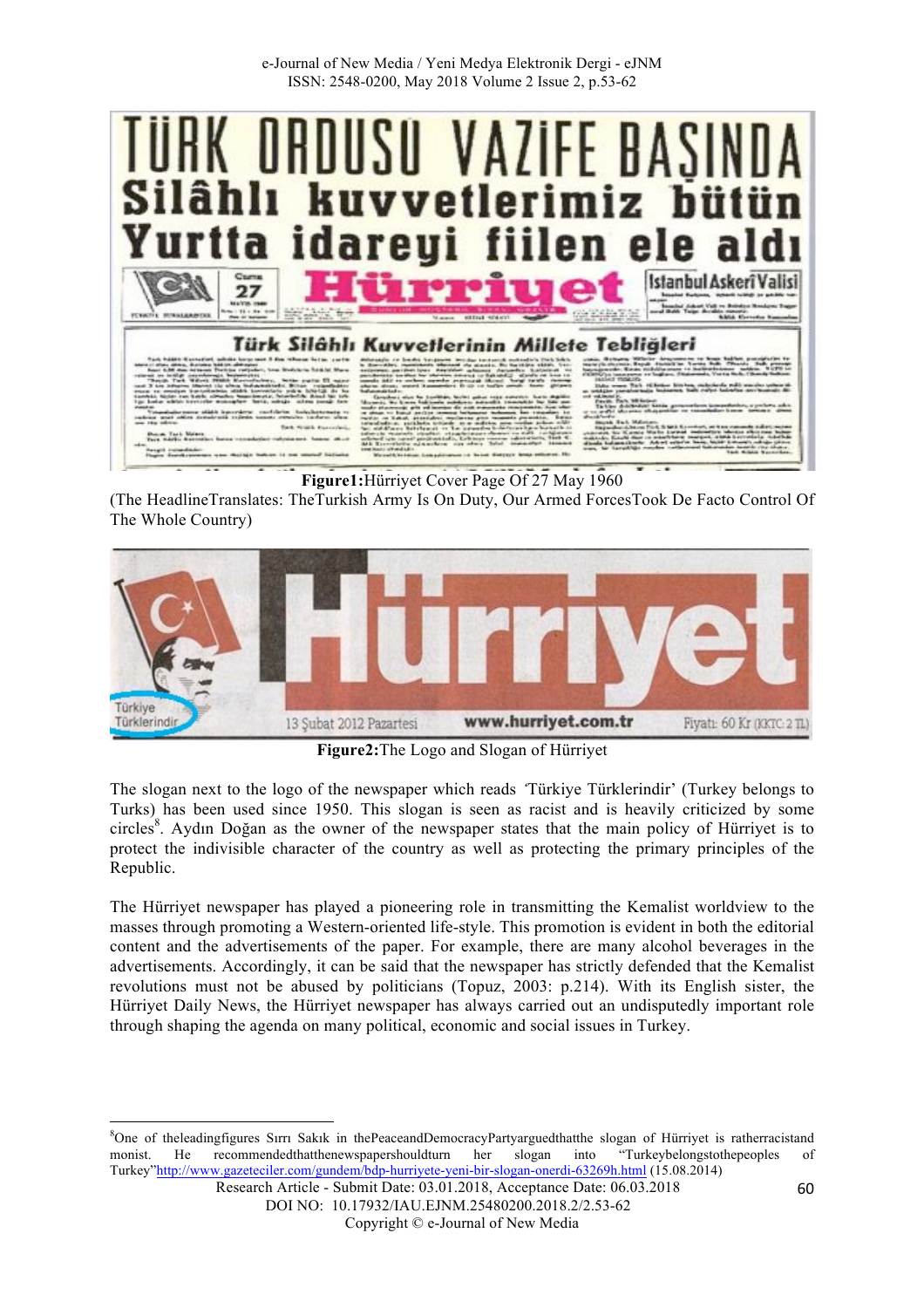**Figure1:**Hürriyet Cover Page Of 27 May 1960
(The HeadlineTranslates: TheTurkish Army Is On Duty, Our Armed ForcesTook De Facto Control Of The Whole Country)

**Figure2:**The Logo and Slogan of Hürriyet

The slogan next to the logo of the newspaper which reads 'Türkiye Türklerindir' (Turkey belongs to Turks) has been used since 1950. This slogan is seen as racist and is heavily criticized by some circles[8]. Aydın Doğan as the owner of the newspaper states that the main policy of Hürriyet is to protect the indivisible character of the country as well as protecting the primary principles of the Republic.

The Hürriyet newspaper has played a pioneering role in transmitting the Kemalist worldview to the masses through promoting a Western-oriented life-style. This promotion is evident in both the editorial content and the advertisements of the paper. For example, there are many alcohol beverages in the advertisements. Accordingly, it can be said that the newspaper has strictly defended that the Kemalist revolutions must not be abused by politicians (Topuz, 2003: p.214). With its English sister, the Hürriyet Daily News, the Hürriyet newspaper has always carried out an undisputedly important role through shaping the agenda on many political, economic and social issues in Turkey.

---

[8]One of theleadingfigures Sırrı Sakık in thePeaceandDemocracyPartyarguedthatthe slogan of Hürriyet is ratherracistand monist. He recommendedthatthenewspapershouldturn her slogan into "Turkeybelongstothepeoples of Turkey"http://www.gazeteciler.com/gundem/bdp-hurriyete-yeni-bir-slogan-onerdi-63269h.html (15.08.2014)

Research Article - Submit Date: 03.01.2018, Acceptance Date: 06.03.2018
DOI NO: 10.17932/IAU.EJNM.25480200.2018.2/2.53-62
Copyright © e-Journal of New Media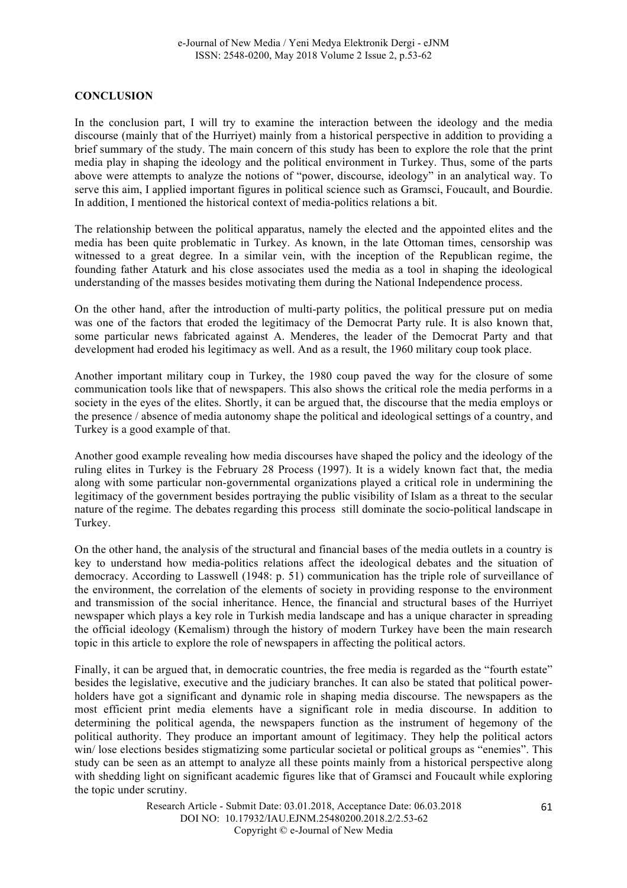**CONCLUSION**

In the conclusion part, I will try to examine the interaction between the ideology and the media discourse (mainly that of the Hurriyet) mainly from a historical perspective in addition to providing a brief summary of the study. The main concern of this study has been to explore the role that the print media play in shaping the ideology and the political environment in Turkey. Thus, some of the parts above were attempts to analyze the notions of "power, discourse, ideology" in an analytical way. To serve this aim, I applied important figures in political science such as Gramsci, Foucault, and Bourdie. In addition, I mentioned the historical context of media-politics relations a bit.

The relationship between the political apparatus, namely the elected and the appointed elites and the media has been quite problematic in Turkey. As known, in the late Ottoman times, censorship was witnessed to a great degree. In a similar vein, with the inception of the Republican regime, the founding father Ataturk and his close associates used the media as a tool in shaping the ideological understanding of the masses besides motivating them during the National Independence process.

On the other hand, after the introduction of multi-party politics, the political pressure put on media was one of the factors that eroded the legitimacy of the Democrat Party rule. It is also known that, some particular news fabricated against A. Menderes, the leader of the Democrat Party and that development had eroded his legitimacy as well. And as a result, the 1960 military coup took place.

Another important military coup in Turkey, the 1980 coup paved the way for the closure of some communication tools like that of newspapers. This also shows the critical role the media performs in a society in the eyes of the elites. Shortly, it can be argued that, the discourse that the media employs or the presence / absence of media autonomy shape the political and ideological settings of a country, and Turkey is a good example of that.

Another good example revealing how media discourses have shaped the policy and the ideology of the ruling elites in Turkey is the February 28 Process (1997). It is a widely known fact that, the media along with some particular non-governmental organizations played a critical role in undermining the legitimacy of the government besides portraying the public visibility of Islam as a threat to the secular nature of the regime. The debates regarding this process still dominate the socio-political landscape in Turkey.

On the other hand, the analysis of the structural and financial bases of the media outlets in a country is key to understand how media-politics relations affect the ideological debates and the situation of democracy. According to Lasswell (1948: p. 51) communication has the triple role of surveillance of the environment, the correlation of the elements of society in providing response to the environment and transmission of the social inheritance. Hence, the financial and structural bases of the Hurriyet newspaper which plays a key role in Turkish media landscape and has a unique character in spreading the official ideology (Kemalism) through the history of modern Turkey have been the main research topic in this article to explore the role of newspapers in affecting the political actors.

Finally, it can be argued that, in democratic countries, the free media is regarded as the "fourth estate" besides the legislative, executive and the judiciary branches. It can also be stated that political power-holders have got a significant and dynamic role in shaping media discourse. The newspapers as the most efficient print media elements have a significant role in media discourse. In addition to determining the political agenda, the newspapers function as the instrument of hegemony of the political authority. They produce an important amount of legitimacy. They help the political actors win/ lose elections besides stigmatizing some particular societal or political groups as "enemies". This study can be seen as an attempt to analyze all these points mainly from a historical perspective along with shedding light on significant academic figures like that of Gramsci and Foucault while exploring the topic under scrutiny.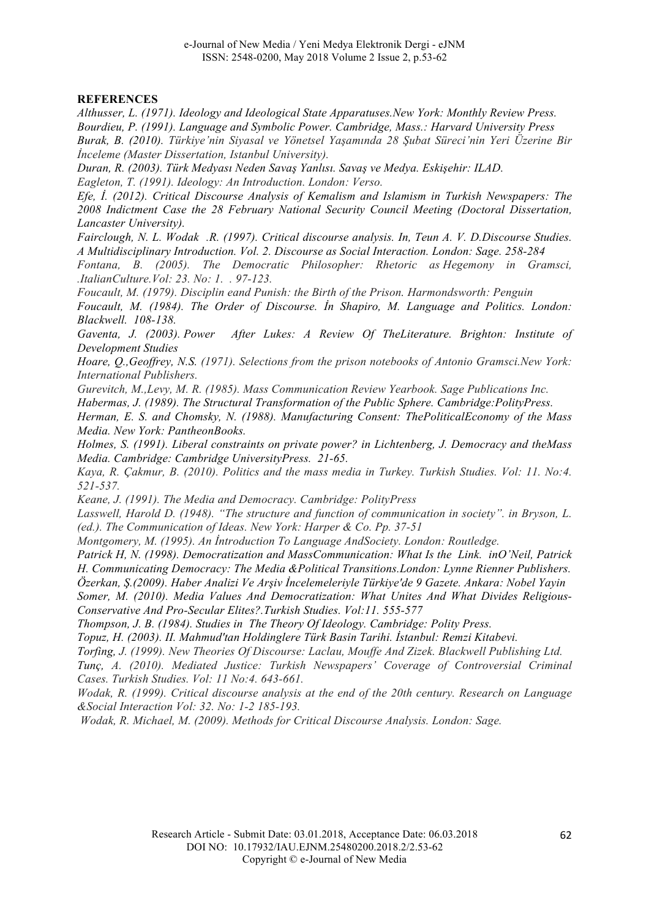**REFERENCES**

*Althusser, L. (1971). Ideology and Ideological State Apparatuses.New York: Monthly Review Press.*

*Bourdieu, P. (1991). Language and Symbolic Power. Cambridge, Mass.: Harvard University Press*

*Burak, B. (2010). Türkiye'nin Siyasal ve Yönetsel Yaşamında 28 Şubat Süreci'nin Yeri Üzerine Bir İnceleme (Master Dissertation, Istanbul University).*

*Duran, R. (2003). Türk Medyası Neden Savaş Yanlısı. Savaş ve Medya. Eskişehir: ILAD.*

*Eagleton, T. (1991). Ideology: An Introduction. London: Verso.*

*Efe, İ. (2012). Critical Discourse Analysis of Kemalism and Islamism in Turkish Newspapers: The 2008 Indictment Case the 28 February National Security Council Meeting (Doctoral Dissertation, Lancaster University).*

*Fairclough, N. L. Wodak .R. (1997). Critical discourse analysis. In, Teun A. V. D.Discourse Studies. A Multidisciplinary Introduction. Vol. 2. Discourse as Social Interaction. London: Sage. 258-284*

*Fontana, B. (2005). The Democratic Philosopher: Rhetoric as Hegemony in Gramsci, .ItalianCulture.Vol: 23. No: 1. . 97-123.*

*Foucault, M. (1979). Disciplin eand Punish: the Birth of the Prison. Harmondsworth: Penguin*

*Foucault, M. (1984). The Order of Discourse. İn Shapiro, M. Language and Politics. London: Blackwell. 108-138.*

*Gaventa, J. (2003). Power After Lukes: A Review Of TheLiterature. Brighton: Institute of Development Studies*

*Hoare, Q.,Geoffrey, N.S. (1971). Selections from the prison notebooks of Antonio Gramsci.New York: International Publishers.*

*Gurevitch, M.,Levy, M. R. (1985). Mass Communication Review Yearbook. Sage Publications Inc.*

*Habermas, J. (1989). The Structural Transformation of the Public Sphere. Cambridge:PolityPress.*

*Herman, E. S. and Chomsky, N. (1988). Manufacturing Consent: ThePoliticalEconomy of the Mass Media. New York: PantheonBooks.*

*Holmes, S. (1991). Liberal constraints on private power? in Lichtenberg, J. Democracy and theMass Media. Cambridge: Cambridge UniversityPress. 21-65.*

*Kaya, R. Çakmur, B. (2010). Politics and the mass media in Turkey. Turkish Studies. Vol: 11. No:4. 521-537.*

*Keane, J. (1991). The Media and Democracy. Cambridge: PolityPress*

*Lasswell, Harold D. (1948). "The structure and function of communication in society". in Bryson, L. (ed.). The Communication of Ideas. New York: Harper & Co. Pp. 37-51*

*Montgomery, M. (1995). An İntroduction To Language AndSociety. London: Routledge.*

*Patrick H, N. (1998). Democratization and MassCommunication: What Is the Link. inO'Neil, Patrick H. Communicating Democracy: The Media &Political Transitions.London: Lynne Rienner Publishers.*

*Özerkan, Ş.(2009). Haber Analizi Ve Arşiv İncelemeleriyle Türkiye'de 9 Gazete. Ankara: Nobel Yayin*

*Somer, M. (2010). Media Values And Democratization: What Unites And What Divides Religious-Conservative And Pro-Secular Elites?.Turkish Studies. Vol:11. 555-577*

*Thompson, J. B. (1984). Studies in The Theory Of Ideology. Cambridge: Polity Press.*

*Topuz, H. (2003). II. Mahmud'tan Holdinglere Türk Basin Tarihi. İstanbul: Remzi Kitabevi.*

*Torfing, J. (1999). New Theories Of Discourse: Laclau, Mouffe And Zizek. Blackwell Publishing Ltd.*

*Tunç, A. (2010). Mediated Justice: Turkish Newspapers' Coverage of Controversial Criminal Cases. Turkish Studies. Vol: 11 No:4. 643-661.*

*Wodak, R. (1999). Critical discourse analysis at the end of the 20th century. Research on Language &Social Interaction Vol: 32. No: 1-2 185-193.*

*Wodak, R. Michael, M. (2009). Methods for Critical Discourse Analysis. London: Sage.*

Research Article - Submit Date: 03.01.2018, Acceptance Date: 06.03.2018
DOI NO: 10.17932/IAU.EJNM.25480200.2018.2/2.53-62
Copyright © e-Journal of New Media